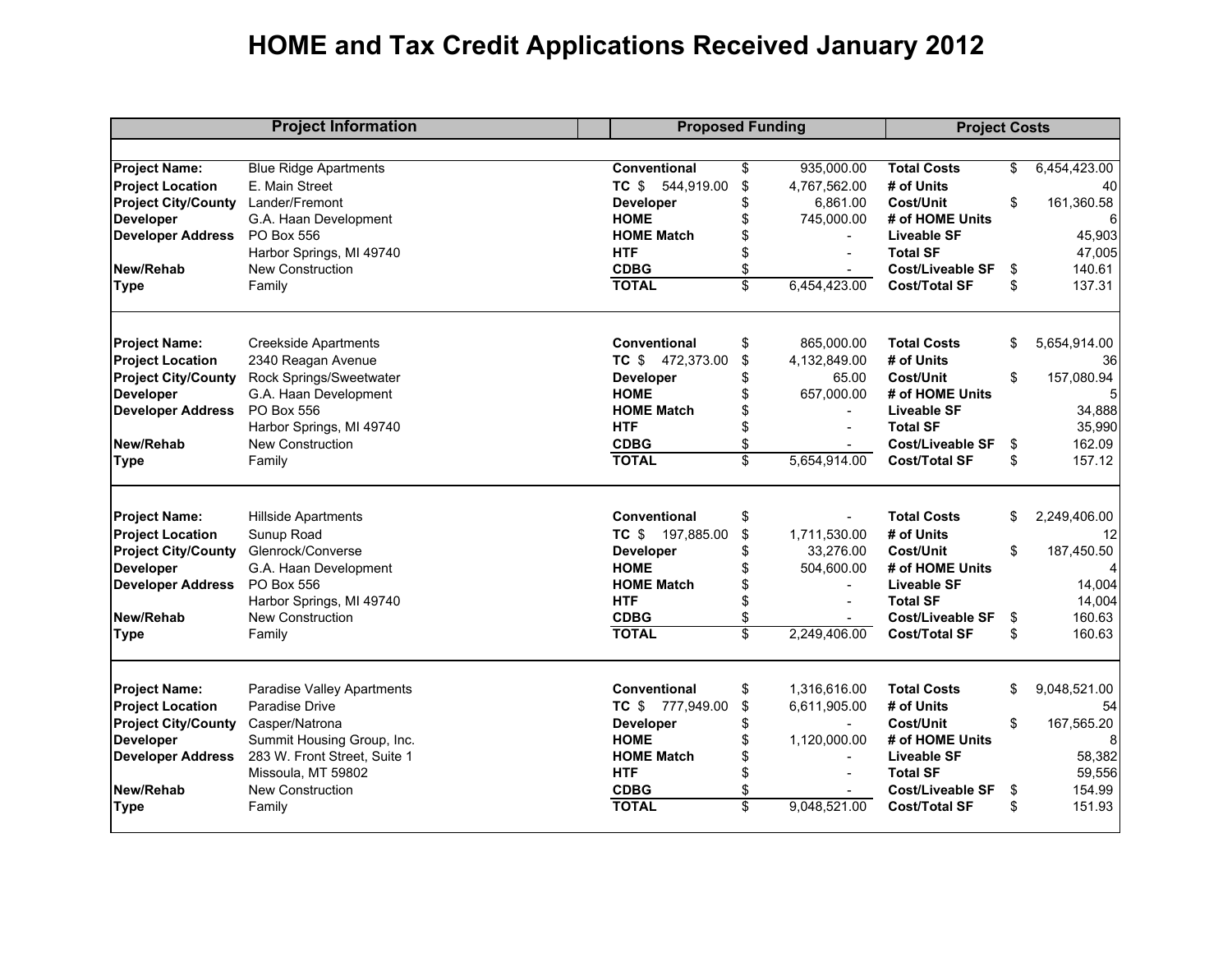# HOME and Tax Credit Applications Received January 2012

| Project Information | | Proposed Funding | | Project Costs | |
|---|---|---|---|---|---|
| **Project Name:** | Blue Ridge Apartments | **Conventional** | $ 935,000.00 | **Total Costs** | $ 6,454,423.00 |
| **Project Location** | E. Main Street | **TC** $ 544,919.00 | $ 4,767,562.00 | **# of Units** | 40 |
| **Project City/County** | Lander/Fremont | **Developer** | $ 6,861.00 | **Cost/Unit** | $ 161,360.58 |
| **Developer** | G.A. Haan Development | **HOME** | $ 745,000.00 | **# of HOME Units** | 6 |
| **Developer Address** | PO Box 556 | **HOME Match** | $ - | **Liveable SF** | 45,903 |
| | Harbor Springs, MI 49740 | **HTF** | $ - | **Total SF** | 47,005 |
| **New/Rehab** | New Construction | **CDBG** | $ - | **Cost/Liveable SF** | $ 140.61 |
| **Type** | Family | **TOTAL** | $ 6,454,423.00 | **Cost/Total SF** | $ 137.31 |
| **Project Name:** | Creekside Apartments | **Conventional** | $ 865,000.00 | **Total Costs** | $ 5,654,914.00 |
| **Project Location** | 2340 Reagan Avenue | **TC** $ 472,373.00 | $ 4,132,849.00 | **# of Units** | 36 |
| **Project City/County** | Rock Springs/Sweetwater | **Developer** | $ 65.00 | **Cost/Unit** | $ 157,080.94 |
| **Developer** | G.A. Haan Development | **HOME** | $ 657,000.00 | **# of HOME Units** | 5 |
| **Developer Address** | PO Box 556 | **HOME Match** | $ - | **Liveable SF** | 34,888 |
| | Harbor Springs, MI 49740 | **HTF** | $ - | **Total SF** | 35,990 |
| **New/Rehab** | New Construction | **CDBG** | $ - | **Cost/Liveable SF** | $ 162.09 |
| **Type** | Family | **TOTAL** | $ 5,654,914.00 | **Cost/Total SF** | $ 157.12 |
| **Project Name:** | Hillside Apartments | **Conventional** | $ - | **Total Costs** | $ 2,249,406.00 |
| **Project Location** | Sunup Road | **TC** $ 197,885.00 | $ 1,711,530.00 | **# of Units** | 12 |
| **Project City/County** | Glenrock/Converse | **Developer** | $ 33,276.00 | **Cost/Unit** | $ 187,450.50 |
| **Developer** | G.A. Haan Development | **HOME** | $ 504,600.00 | **# of HOME Units** | 4 |
| **Developer Address** | PO Box 556 | **HOME Match** | $ - | **Liveable SF** | 14,004 |
| | Harbor Springs, MI 49740 | **HTF** | $ - | **Total SF** | 14,004 |
| **New/Rehab** | New Construction | **CDBG** | $ - | **Cost/Liveable SF** | $ 160.63 |
| **Type** | Family | **TOTAL** | $ 2,249,406.00 | **Cost/Total SF** | $ 160.63 |
| **Project Name:** | Paradise Valley Apartments | **Conventional** | $ 1,316,616.00 | **Total Costs** | $ 9,048,521.00 |
| **Project Location** | Paradise Drive | **TC** $ 777,949.00 | $ 6,611,905.00 | **# of Units** | 54 |
| **Project City/County** | Casper/Natrona | **Developer** | $ - | **Cost/Unit** | $ 167,565.20 |
| **Developer** | Summit Housing Group, Inc. | **HOME** | $ 1,120,000.00 | **# of HOME Units** | 8 |
| **Developer Address** | 283 W. Front Street, Suite 1 | **HOME Match** | $ - | **Liveable SF** | 58,382 |
| | Missoula, MT 59802 | **HTF** | $ - | **Total SF** | 59,556 |
| **New/Rehab** | New Construction | **CDBG** | $ - | **Cost/Liveable SF** | $ 154.99 |
| **Type** | Family | **TOTAL** | $ 9,048,521.00 | **Cost/Total SF** | $ 151.93 |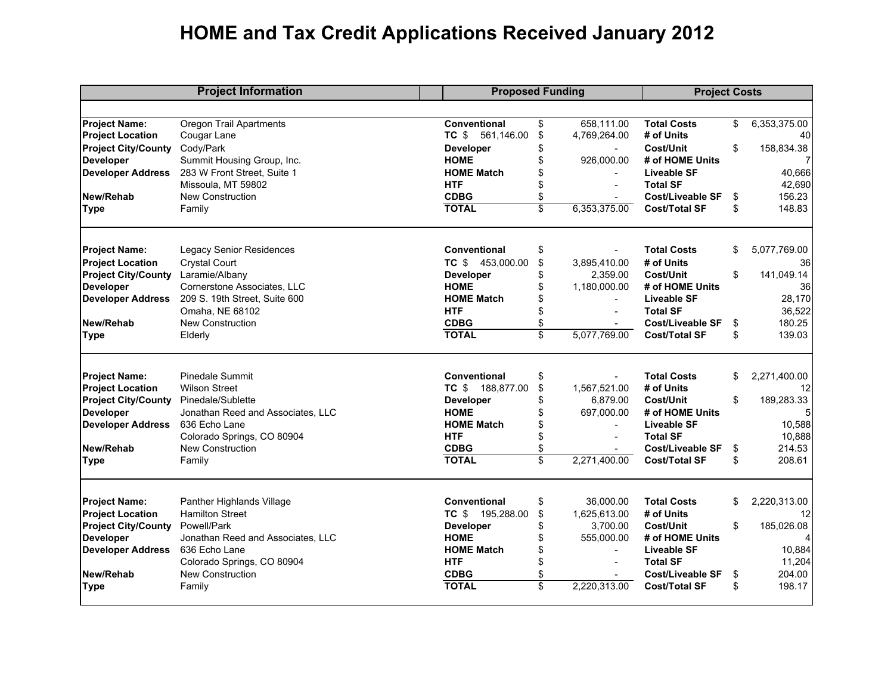# HOME and Tax Credit Applications Received January 2012

| Project Information | | Proposed Funding | | Project Costs | |
|---|---|---|---|---|---|
| **Project Name:** | Oregon Trail Apartments | **Conventional** | $ 658,111.00 | **Total Costs** | $ 6,353,375.00 |
| **Project Location** | Cougar Lane | **TC** $ 561,146.00 | $ 4,769,264.00 | **# of Units** | 40 |
| **Project City/County** | Cody/Park | **Developer** | $ - | **Cost/Unit** | $ 158,834.38 |
| **Developer** | Summit Housing Group, Inc. | **HOME** | $ 926,000.00 | **# of HOME Units** | 7 |
| **Developer Address** | 283 W Front Street, Suite 1 | **HOME Match** | $ - | **Liveable SF** | 40,666 |
| | Missoula, MT 59802 | **HTF** | $ - | **Total SF** | 42,690 |
| **New/Rehab** | New Construction | **CDBG** | $ - | **Cost/Liveable SF** | $ 156.23 |
| **Type** | Family | **TOTAL** | $ 6,353,375.00 | **Cost/Total SF** | $ 148.83 |
| | | | | | |
| **Project Name:** | Legacy Senior Residences | **Conventional** | $ - | **Total Costs** | $ 5,077,769.00 |
| **Project Location** | Crystal Court | **TC** $ 453,000.00 | $ 3,895,410.00 | **# of Units** | 36 |
| **Project City/County** | Laramie/Albany | **Developer** | $ 2,359.00 | **Cost/Unit** | $ 141,049.14 |
| **Developer** | Cornerstone Associates, LLC | **HOME** | $ 1,180,000.00 | **# of HOME Units** | 36 |
| **Developer Address** | 209 S. 19th Street, Suite 600 | **HOME Match** | $ - | **Liveable SF** | 28,170 |
| | Omaha, NE 68102 | **HTF** | $ - | **Total SF** | 36,522 |
| **New/Rehab** | New Construction | **CDBG** | $ - | **Cost/Liveable SF** | $ 180.25 |
| **Type** | Elderly | **TOTAL** | $ 5,077,769.00 | **Cost/Total SF** | $ 139.03 |
| | | | | | |
| **Project Name:** | Pinedale Summit | **Conventional** | $ - | **Total Costs** | $ 2,271,400.00 |
| **Project Location** | Wilson Street | **TC** $ 188,877.00 | $ 1,567,521.00 | **# of Units** | 12 |
| **Project City/County** | Pinedale/Sublette | **Developer** | $ 6,879.00 | **Cost/Unit** | $ 189,283.33 |
| **Developer** | Jonathan Reed and Associates, LLC | **HOME** | $ 697,000.00 | **# of HOME Units** | 5 |
| **Developer Address** | 636 Echo Lane | **HOME Match** | $ - | **Liveable SF** | 10,588 |
| | Colorado Springs, CO 80904 | **HTF** | $ - | **Total SF** | 10,888 |
| **New/Rehab** | New Construction | **CDBG** | $ - | **Cost/Liveable SF** | $ 214.53 |
| **Type** | Family | **TOTAL** | $ 2,271,400.00 | **Cost/Total SF** | $ 208.61 |
| | | | | | |
| **Project Name:** | Panther Highlands Village | **Conventional** | $ 36,000.00 | **Total Costs** | $ 2,220,313.00 |
| **Project Location** | Hamilton Street | **TC** $ 195,288.00 | $ 1,625,613.00 | **# of Units** | 12 |
| **Project City/County** | Powell/Park | **Developer** | $ 3,700.00 | **Cost/Unit** | $ 185,026.08 |
| **Developer** | Jonathan Reed and Associates, LLC | **HOME** | $ 555,000.00 | **# of HOME Units** | 4 |
| **Developer Address** | 636 Echo Lane | **HOME Match** | $ - | **Liveable SF** | 10,884 |
| | Colorado Springs, CO 80904 | **HTF** | $ - | **Total SF** | 11,204 |
| **New/Rehab** | New Construction | **CDBG** | $ - | **Cost/Liveable SF** | $ 204.00 |
| **Type** | Family | **TOTAL** | $ 2,220,313.00 | **Cost/Total SF** | $ 198.17 |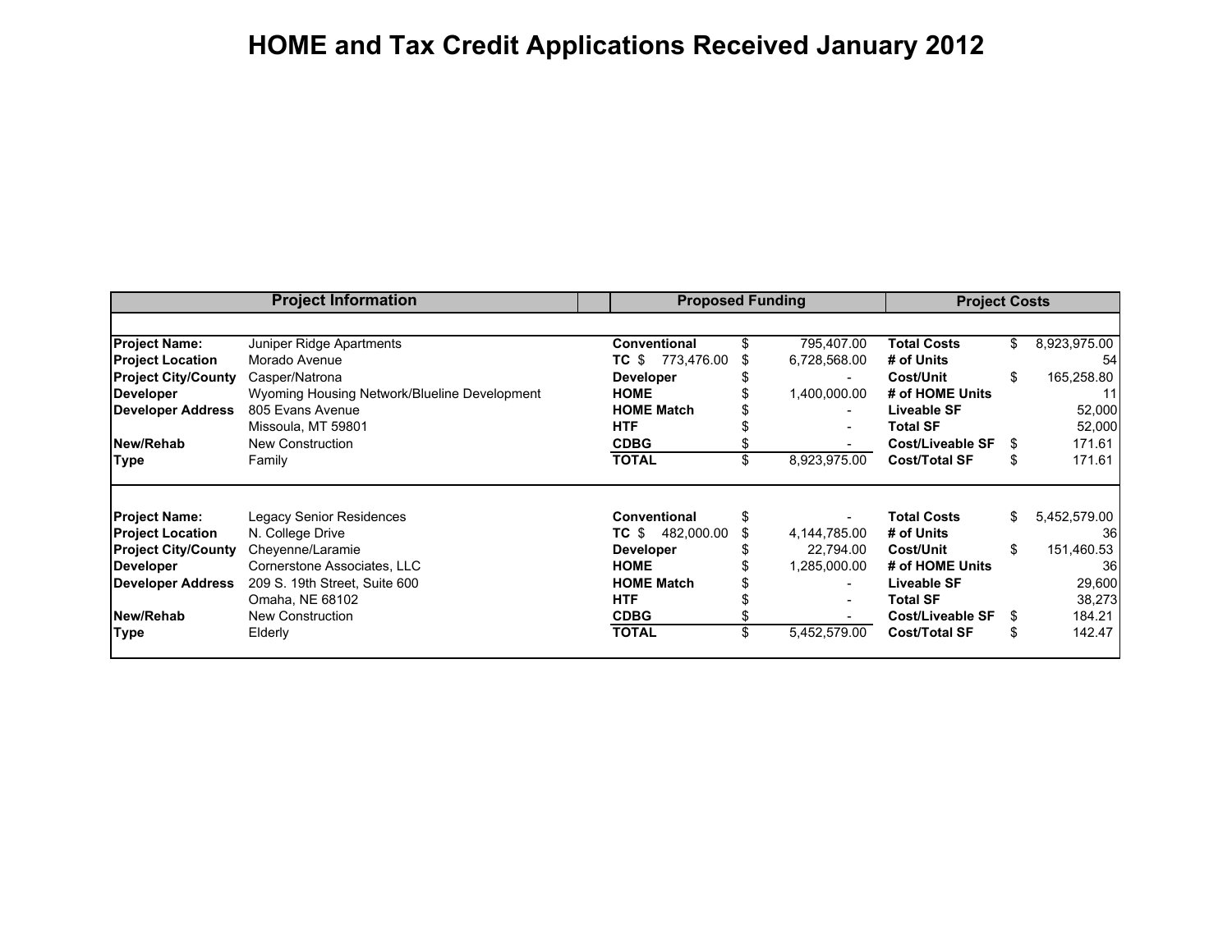# HOME and Tax Credit Applications Received January 2012

| Project Information | | Proposed Funding | | | Project Costs | |
|---|---|---|---|---|---|---|
| **Project Name:** | Juniper Ridge Apartments | **Conventional** | | $ 795,407.00 | **Total Costs** | $ 8,923,975.00 |
| **Project Location** | Morado Avenue | **TC** | $ 773,476.00 | $ 6,728,568.00 | **# of Units** | 54 |
| **Project City/County** | Casper/Natrona | **Developer** | | $ - | **Cost/Unit** | $ 165,258.80 |
| **Developer** | Wyoming Housing Network/Blueline Development | **HOME** | | $ 1,400,000.00 | **# of HOME Units** | 11 |
| **Developer Address** | 805 Evans Avenue | **HOME Match** | | $ - | **Liveable SF** | 52,000 |
| | Missoula, MT 59801 | **HTF** | | $ - | **Total SF** | 52,000 |
| **New/Rehab** | New Construction | **CDBG** | | $ - | **Cost/Liveable SF** | $ 171.61 |
| **Type** | Family | **TOTAL** | | $ 8,923,975.00 | **Cost/Total SF** | $ 171.61 |
| **Project Name:** | Legacy Senior Residences | **Conventional** | | $ - | **Total Costs** | $ 5,452,579.00 |
| **Project Location** | N. College Drive | **TC** | $ 482,000.00 | $ 4,144,785.00 | **# of Units** | 36 |
| **Project City/County** | Cheyenne/Laramie | **Developer** | | $ 22,794.00 | **Cost/Unit** | $ 151,460.53 |
| **Developer** | Cornerstone Associates, LLC | **HOME** | | $ 1,285,000.00 | **# of HOME Units** | 36 |
| **Developer Address** | 209 S. 19th Street, Suite 600 | **HOME Match** | | $ - | **Liveable SF** | 29,600 |
| | Omaha, NE 68102 | **HTF** | | $ - | **Total SF** | 38,273 |
| **New/Rehab** | New Construction | **CDBG** | | $ - | **Cost/Liveable SF** | $ 184.21 |
| **Type** | Elderly | **TOTAL** | | $ 5,452,579.00 | **Cost/Total SF** | $ 142.47 |